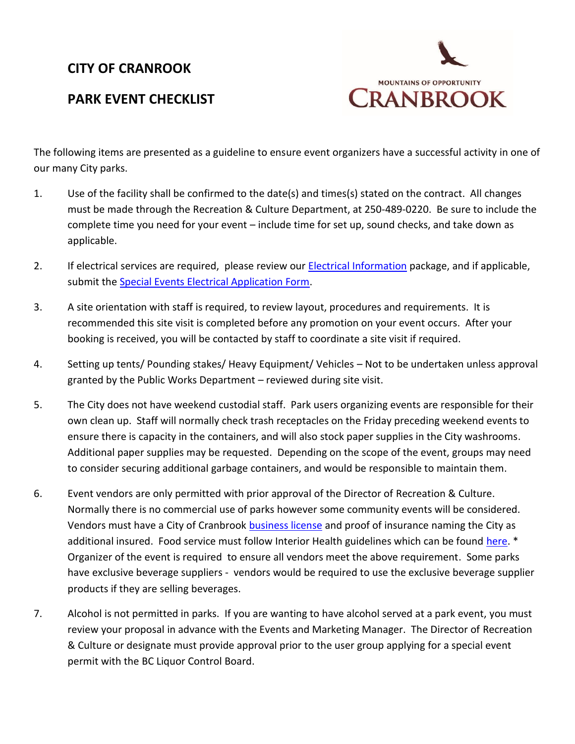# CITY OF CRANROOK

## PARK EVENT CHECKLIST

MOUNTAINS OF OPPORTUNITY
CRANBROOK

The following items are presented as a guideline to ensure event organizers have a successful activity in one of our many City parks.

1. Use of the facility shall be confirmed to the date(s) and times(s) stated on the contract. All changes must be made through the Recreation & Culture Department, at 250-489-0220. Be sure to include the complete time you need for your event – include time for set up, sound checks, and take down as applicable.

2. If electrical services are required, please review our Electrical Information package, and if applicable, submit the Special Events Electrical Application Form.

3. A site orientation with staff is required, to review layout, procedures and requirements. It is recommended this site visit is completed before any promotion on your event occurs. After your booking is received, you will be contacted by staff to coordinate a site visit if required.

4. Setting up tents/ Pounding stakes/ Heavy Equipment/ Vehicles – Not to be undertaken unless approval granted by the Public Works Department – reviewed during site visit.

5. The City does not have weekend custodial staff. Park users organizing events are responsible for their own clean up. Staff will normally check trash receptacles on the Friday preceding weekend events to ensure there is capacity in the containers, and will also stock paper supplies in the City washrooms. Additional paper supplies may be requested. Depending on the scope of the event, groups may need to consider securing additional garbage containers, and would be responsible to maintain them.

6. Event vendors are only permitted with prior approval of the Director of Recreation & Culture. Normally there is no commercial use of parks however some community events will be considered. Vendors must have a City of Cranbrook business license and proof of insurance naming the City as additional insured. Food service must follow Interior Health guidelines which can be found here. * Organizer of the event is required to ensure all vendors meet the above requirement. Some parks have exclusive beverage suppliers - vendors would be required to use the exclusive beverage supplier products if they are selling beverages.

7. Alcohol is not permitted in parks. If you are wanting to have alcohol served at a park event, you must review your proposal in advance with the Events and Marketing Manager. The Director of Recreation & Culture or designate must provide approval prior to the user group applying for a special event permit with the BC Liquor Control Board.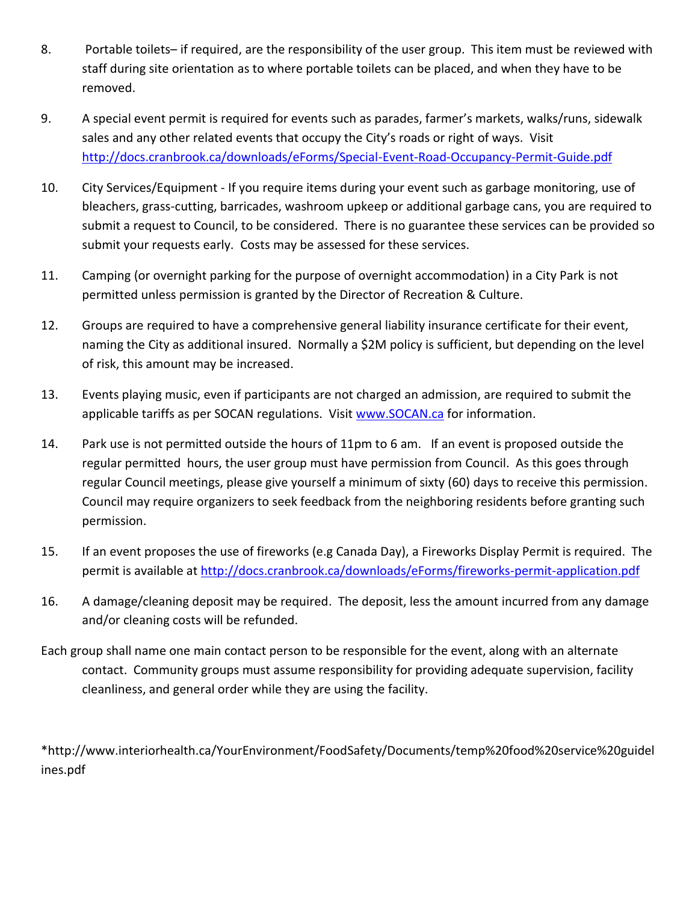8. Portable toilets– if required, are the responsibility of the user group. This item must be reviewed with staff during site orientation as to where portable toilets can be placed, and when they have to be removed.

9. A special event permit is required for events such as parades, farmer's markets, walks/runs, sidewalk sales and any other related events that occupy the City's roads or right of ways. Visit http://docs.cranbrook.ca/downloads/eForms/Special-Event-Road-Occupancy-Permit-Guide.pdf

10. City Services/Equipment - If you require items during your event such as garbage monitoring, use of bleachers, grass-cutting, barricades, washroom upkeep or additional garbage cans, you are required to submit a request to Council, to be considered. There is no guarantee these services can be provided so submit your requests early. Costs may be assessed for these services.

11. Camping (or overnight parking for the purpose of overnight accommodation) in a City Park is not permitted unless permission is granted by the Director of Recreation & Culture.

12. Groups are required to have a comprehensive general liability insurance certificate for their event, naming the City as additional insured. Normally a $2M policy is sufficient, but depending on the level of risk, this amount may be increased.

13. Events playing music, even if participants are not charged an admission, are required to submit the applicable tariffs as per SOCAN regulations. Visit www.SOCAN.ca for information.

14. Park use is not permitted outside the hours of 11pm to 6 am. If an event is proposed outside the regular permitted hours, the user group must have permission from Council. As this goes through regular Council meetings, please give yourself a minimum of sixty (60) days to receive this permission. Council may require organizers to seek feedback from the neighboring residents before granting such permission.

15. If an event proposes the use of fireworks (e.g Canada Day), a Fireworks Display Permit is required. The permit is available at http://docs.cranbrook.ca/downloads/eForms/fireworks-permit-application.pdf

16. A damage/cleaning deposit may be required. The deposit, less the amount incurred from any damage and/or cleaning costs will be refunded.

Each group shall name one main contact person to be responsible for the event, along with an alternate contact. Community groups must assume responsibility for providing adequate supervision, facility cleanliness, and general order while they are using the facility.

*http://www.interiorhealth.ca/YourEnvironment/FoodSafety/Documents/temp%20food%20service%20guidelines.pdf